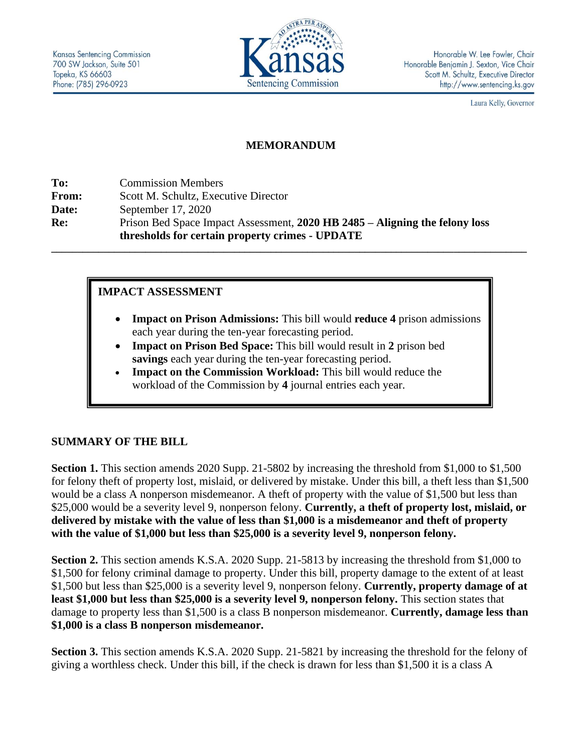Kansas Sentencing Commission
700 SW Jackson, Suite 501
Topeka, KS 66603
Phone: (785) 296-0923

Honorable W. Lee Fowler, Chair
Honorable Benjamin J. Sexton, Vice Chair
Scott M. Schultz, Executive Director
http://www.sentencing.ks.gov

Laura Kelly, Governor

## MEMORANDUM

**To:** Commission Members
**From:** Scott M. Schultz, Executive Director
**Date:** September 17, 2020
**Re:** Prison Bed Space Impact Assessment, **2020 HB 2485 – Aligning the felony loss thresholds for certain property crimes - UPDATE**

---

### IMPACT ASSESSMENT

- **Impact on Prison Admissions:** This bill would **reduce 4** prison admissions each year during the ten-year forecasting period.
- **Impact on Prison Bed Space:** This bill would result in **2** prison bed **savings** each year during the ten-year forecasting period.
- **Impact on the Commission Workload:** This bill would reduce the workload of the Commission by **4** journal entries each year.

### SUMMARY OF THE BILL

**Section 1.** This section amends 2020 Supp. 21-5802 by increasing the threshold from $1,000 to $1,500 for felony theft of property lost, mislaid, or delivered by mistake. Under this bill, a theft less than $1,500 would be a class A nonperson misdemeanor. A theft of property with the value of $1,500 but less than $25,000 would be a severity level 9, nonperson felony. **Currently, a theft of property lost, mislaid, or delivered by mistake with the value of less than $1,000 is a misdemeanor and theft of property with the value of $1,000 but less than $25,000 is a severity level 9, nonperson felony.**

**Section 2.** This section amends K.S.A. 2020 Supp. 21-5813 by increasing the threshold from $1,000 to $1,500 for felony criminal damage to property. Under this bill, property damage to the extent of at least $1,500 but less than $25,000 is a severity level 9, nonperson felony. **Currently, property damage of at least $1,000 but less than $25,000 is a severity level 9, nonperson felony.** This section states that damage to property less than $1,500 is a class B nonperson misdemeanor. **Currently, damage less than $1,000 is a class B nonperson misdemeanor.**

**Section 3.** This section amends K.S.A. 2020 Supp. 21-5821 by increasing the threshold for the felony of giving a worthless check. Under this bill, if the check is drawn for less than $1,500 it is a class A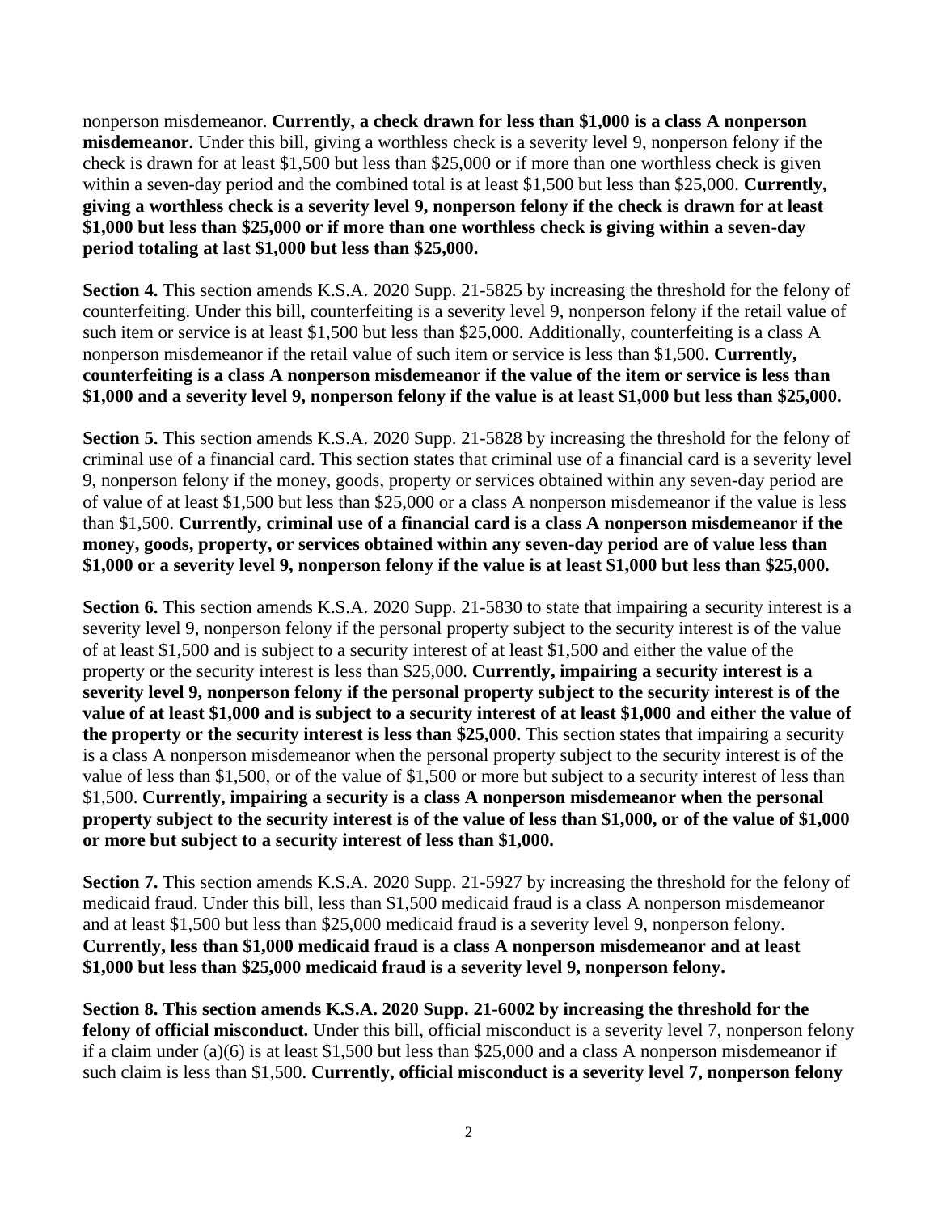nonperson misdemeanor. **Currently, a check drawn for less than $1,000 is a class A nonperson misdemeanor.** Under this bill, giving a worthless check is a severity level 9, nonperson felony if the check is drawn for at least $1,500 but less than $25,000 or if more than one worthless check is given within a seven-day period and the combined total is at least $1,500 but less than $25,000. **Currently, giving a worthless check is a severity level 9, nonperson felony if the check is drawn for at least $1,000 but less than $25,000 or if more than one worthless check is giving within a seven-day period totaling at last $1,000 but less than $25,000.**

**Section 4.** This section amends K.S.A. 2020 Supp. 21-5825 by increasing the threshold for the felony of counterfeiting. Under this bill, counterfeiting is a severity level 9, nonperson felony if the retail value of such item or service is at least $1,500 but less than $25,000. Additionally, counterfeiting is a class A nonperson misdemeanor if the retail value of such item or service is less than $1,500. **Currently, counterfeiting is a class A nonperson misdemeanor if the value of the item or service is less than $1,000 and a severity level 9, nonperson felony if the value is at least $1,000 but less than $25,000.**

**Section 5.** This section amends K.S.A. 2020 Supp. 21-5828 by increasing the threshold for the felony of criminal use of a financial card. This section states that criminal use of a financial card is a severity level 9, nonperson felony if the money, goods, property or services obtained within any seven-day period are of value of at least $1,500 but less than $25,000 or a class A nonperson misdemeanor if the value is less than $1,500. **Currently, criminal use of a financial card is a class A nonperson misdemeanor if the money, goods, property, or services obtained within any seven-day period are of value less than $1,000 or a severity level 9, nonperson felony if the value is at least $1,000 but less than $25,000.**

**Section 6.** This section amends K.S.A. 2020 Supp. 21-5830 to state that impairing a security interest is a severity level 9, nonperson felony if the personal property subject to the security interest is of the value of at least $1,500 and is subject to a security interest of at least $1,500 and either the value of the property or the security interest is less than $25,000. **Currently, impairing a security interest is a severity level 9, nonperson felony if the personal property subject to the security interest is of the value of at least $1,000 and is subject to a security interest of at least $1,000 and either the value of the property or the security interest is less than $25,000.** This section states that impairing a security is a class A nonperson misdemeanor when the personal property subject to the security interest is of the value of less than $1,500, or of the value of $1,500 or more but subject to a security interest of less than $1,500. **Currently, impairing a security is a class A nonperson misdemeanor when the personal property subject to the security interest is of the value of less than $1,000, or of the value of $1,000 or more but subject to a security interest of less than $1,000.**

**Section 7.** This section amends K.S.A. 2020 Supp. 21-5927 by increasing the threshold for the felony of medicaid fraud. Under this bill, less than $1,500 medicaid fraud is a class A nonperson misdemeanor and at least $1,500 but less than $25,000 medicaid fraud is a severity level 9, nonperson felony. **Currently, less than $1,000 medicaid fraud is a class A nonperson misdemeanor and at least $1,000 but less than $25,000 medicaid fraud is a severity level 9, nonperson felony.**

**Section 8. This section amends K.S.A. 2020 Supp. 21-6002 by increasing the threshold for the felony of official misconduct.** Under this bill, official misconduct is a severity level 7, nonperson felony if a claim under (a)(6) is at least $1,500 but less than $25,000 and a class A nonperson misdemeanor if such claim is less than $1,500. **Currently, official misconduct is a severity level 7, nonperson felony**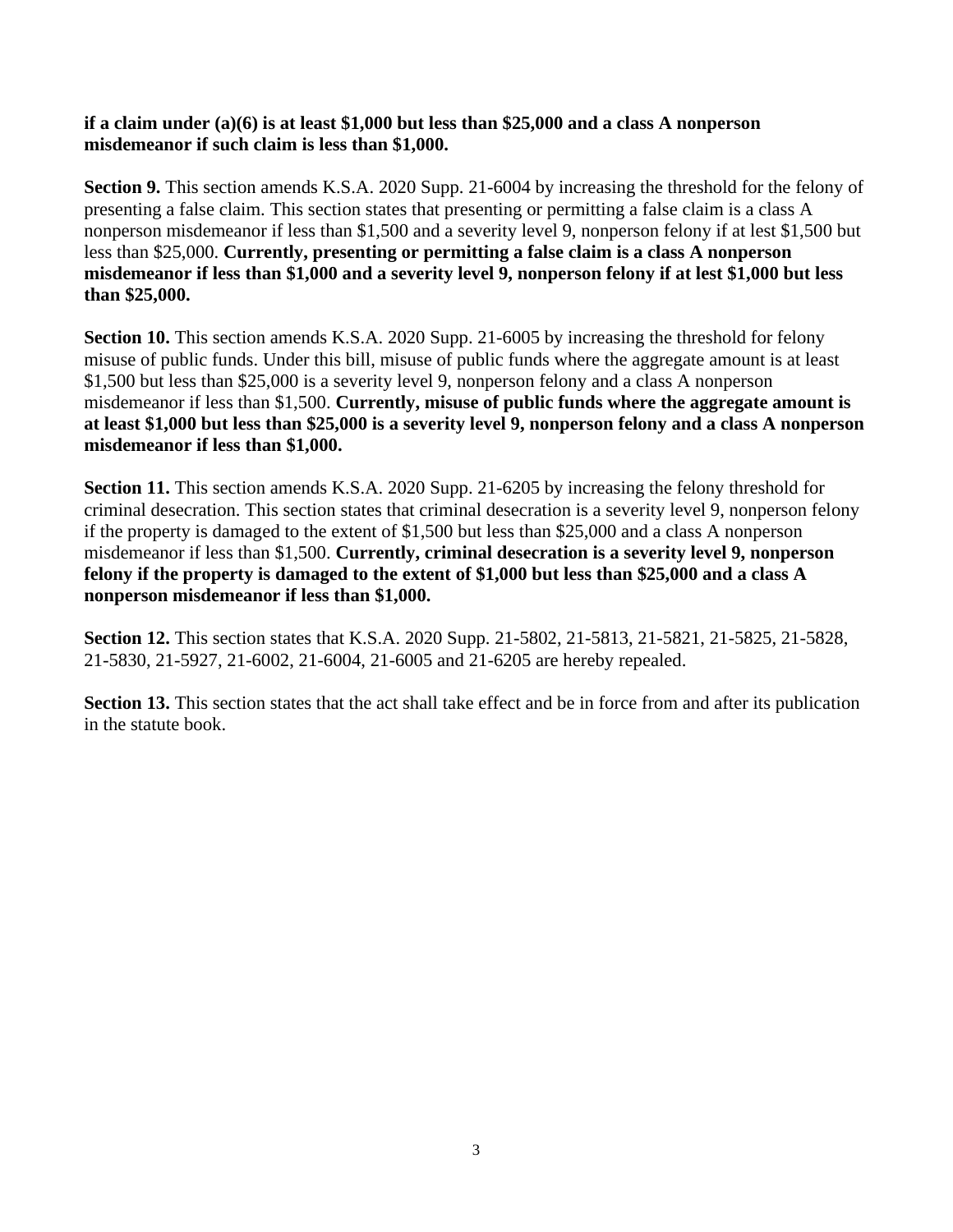**if a claim under (a)(6) is at least $1,000 but less than $25,000 and a class A nonperson misdemeanor if such claim is less than $1,000.**

**Section 9.** This section amends K.S.A. 2020 Supp. 21-6004 by increasing the threshold for the felony of presenting a false claim. This section states that presenting or permitting a false claim is a class A nonperson misdemeanor if less than $1,500 and a severity level 9, nonperson felony if at lest $1,500 but less than $25,000. **Currently, presenting or permitting a false claim is a class A nonperson misdemeanor if less than $1,000 and a severity level 9, nonperson felony if at lest $1,000 but less than $25,000.**

**Section 10.** This section amends K.S.A. 2020 Supp. 21-6005 by increasing the threshold for felony misuse of public funds. Under this bill, misuse of public funds where the aggregate amount is at least $1,500 but less than $25,000 is a severity level 9, nonperson felony and a class A nonperson misdemeanor if less than $1,500. **Currently, misuse of public funds where the aggregate amount is at least $1,000 but less than $25,000 is a severity level 9, nonperson felony and a class A nonperson misdemeanor if less than $1,000.**

**Section 11.** This section amends K.S.A. 2020 Supp. 21-6205 by increasing the felony threshold for criminal desecration. This section states that criminal desecration is a severity level 9, nonperson felony if the property is damaged to the extent of $1,500 but less than $25,000 and a class A nonperson misdemeanor if less than $1,500. **Currently, criminal desecration is a severity level 9, nonperson felony if the property is damaged to the extent of $1,000 but less than $25,000 and a class A nonperson misdemeanor if less than $1,000.**

**Section 12.** This section states that K.S.A. 2020 Supp. 21-5802, 21-5813, 21-5821, 21-5825, 21-5828, 21-5830, 21-5927, 21-6002, 21-6004, 21-6005 and 21-6205 are hereby repealed.

**Section 13.** This section states that the act shall take effect and be in force from and after its publication in the statute book.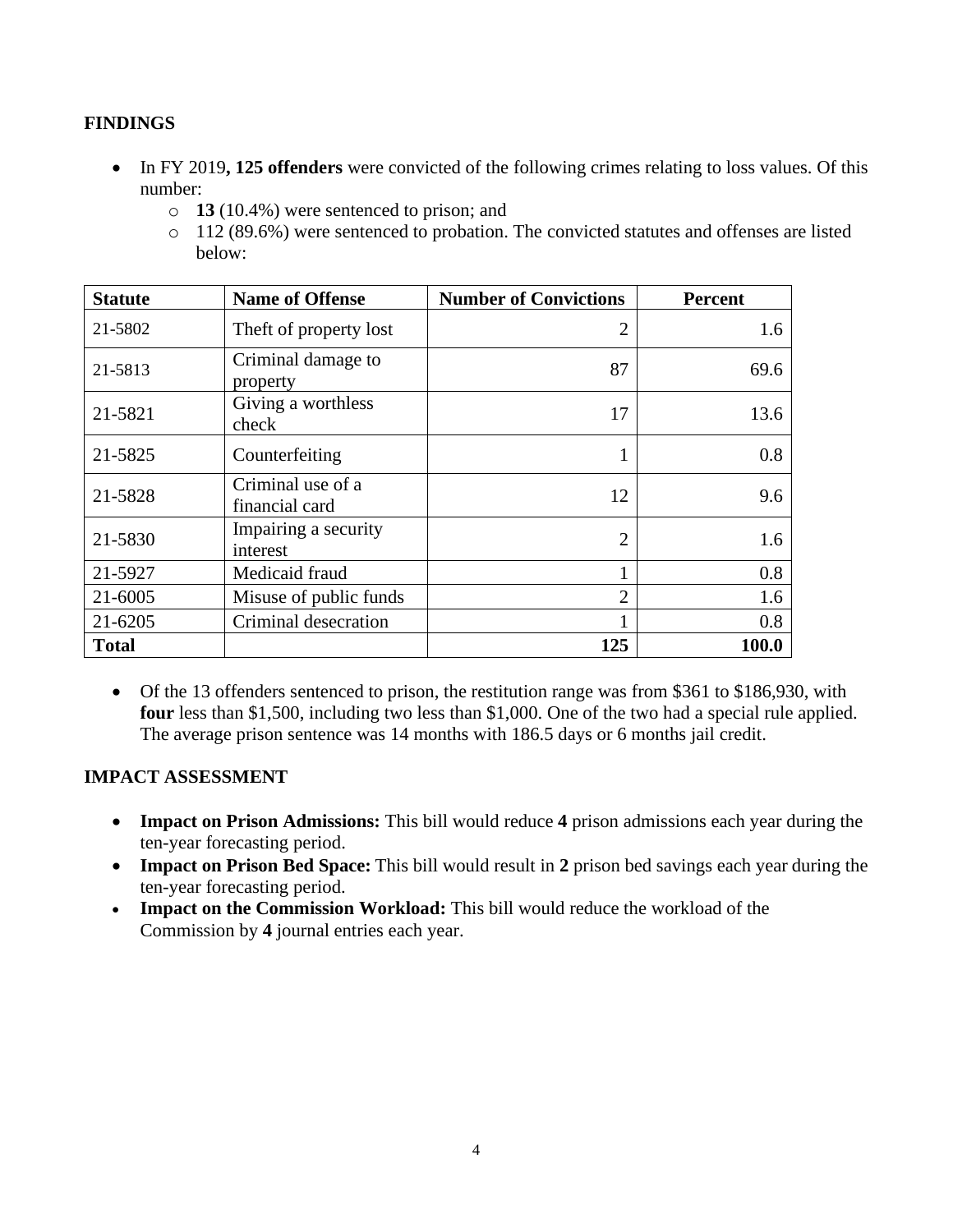## FINDINGS

- In FY 2019**, 125 offenders** were convicted of the following crimes relating to loss values. Of this number:
  - **13** (10.4%) were sentenced to prison; and
  - 112 (89.6%) were sentenced to probation. The convicted statutes and offenses are listed below:

| Statute | Name of Offense | Number of Convictions | Percent |
|---|---|---|---|
| 21-5802 | Theft of property lost | 2 | 1.6 |
| 21-5813 | Criminal damage to property | 87 | 69.6 |
| 21-5821 | Giving a worthless check | 17 | 13.6 |
| 21-5825 | Counterfeiting | 1 | 0.8 |
| 21-5828 | Criminal use of a financial card | 12 | 9.6 |
| 21-5830 | Impairing a security interest | 2 | 1.6 |
| 21-5927 | Medicaid fraud | 1 | 0.8 |
| 21-6005 | Misuse of public funds | 2 | 1.6 |
| 21-6205 | Criminal desecration | 1 | 0.8 |
| **Total** | | **125** | **100.0** |

- Of the 13 offenders sentenced to prison, the restitution range was from $361 to $186,930, with **four** less than $1,500, including two less than $1,000. One of the two had a special rule applied. The average prison sentence was 14 months with 186.5 days or 6 months jail credit.

## IMPACT ASSESSMENT

- **Impact on Prison Admissions:** This bill would reduce **4** prison admissions each year during the ten-year forecasting period.
- **Impact on Prison Bed Space:** This bill would result in **2** prison bed savings each year during the ten-year forecasting period.
- **Impact on the Commission Workload:** This bill would reduce the workload of the Commission by **4** journal entries each year.